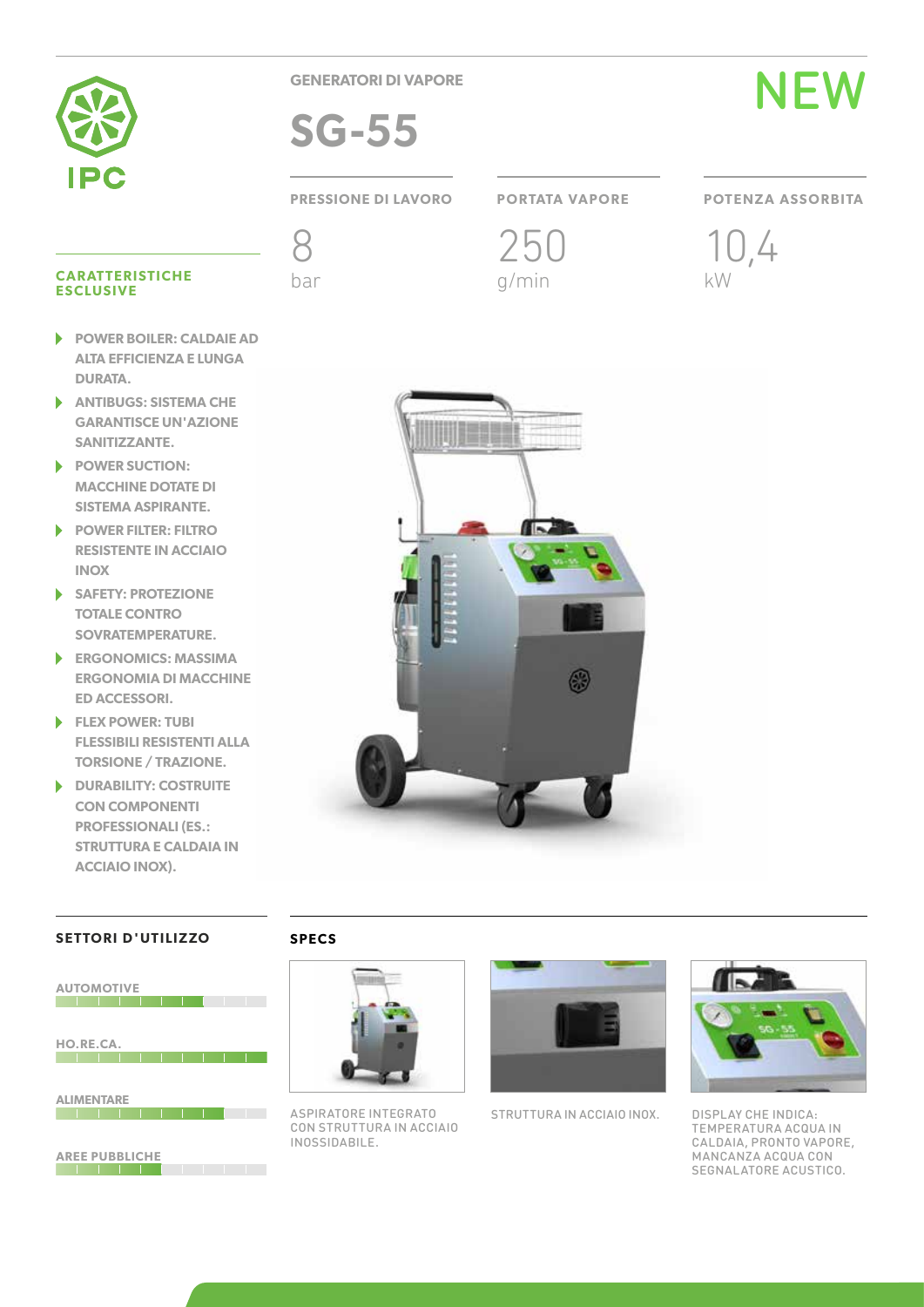IPC

GENERATORI DI VAPORE

# SG-55

NEW

| PRESSIONE DI LAVORO | PORTATA VAPORE | POTENZA ASSORBITA |
|---|---|---|
| 8 bar | 250 g/min | 10,4 kW |

## CARATTERISTICHE ESCLUSIVE

- **POWER BOILER: CALDAIE AD ALTA EFFICIENZA E LUNGA DURATA.**
- **ANTIBUGS: SISTEMA CHE GARANTISCE UN'AZIONE SANITIZZANTE.**
- **POWER SUCTION: MACCHINE DOTATE DI SISTEMA ASPIRANTE.**
- **POWER FILTER: FILTRO RESISTENTE IN ACCIAIO INOX**
- **SAFETY: PROTEZIONE TOTALE CONTRO SOVRATEMPERATURE.**
- **ERGONOMICS: MASSIMA ERGONOMIA DI MACCHINE ED ACCESSORI.**
- **FLEX POWER: TUBI FLESSIBILI RESISTENTI ALLA TORSIONE / TRAZIONE.**
- **DURABILITY: COSTRUITE CON COMPONENTI PROFESSIONALI (ES.: STRUTTURA E CALDAIA IN ACCIAIO INOX).**

## SETTORI D'UTILIZZO

AUTOMOTIVE

HO.RE.CA.

ALIMENTARE

AREE PUBBLICHE

## SPECS

ASPIRATORE INTEGRATO CON STRUTTURA IN ACCIAIO INOSSIDABILE.

STRUTTURA IN ACCIAIO INOX.

DISPLAY CHE INDICA: TEMPERATURA ACQUA IN CALDAIA, PRONTO VAPORE, MANCANZA ACQUA CON SEGNALATORE ACUSTICO.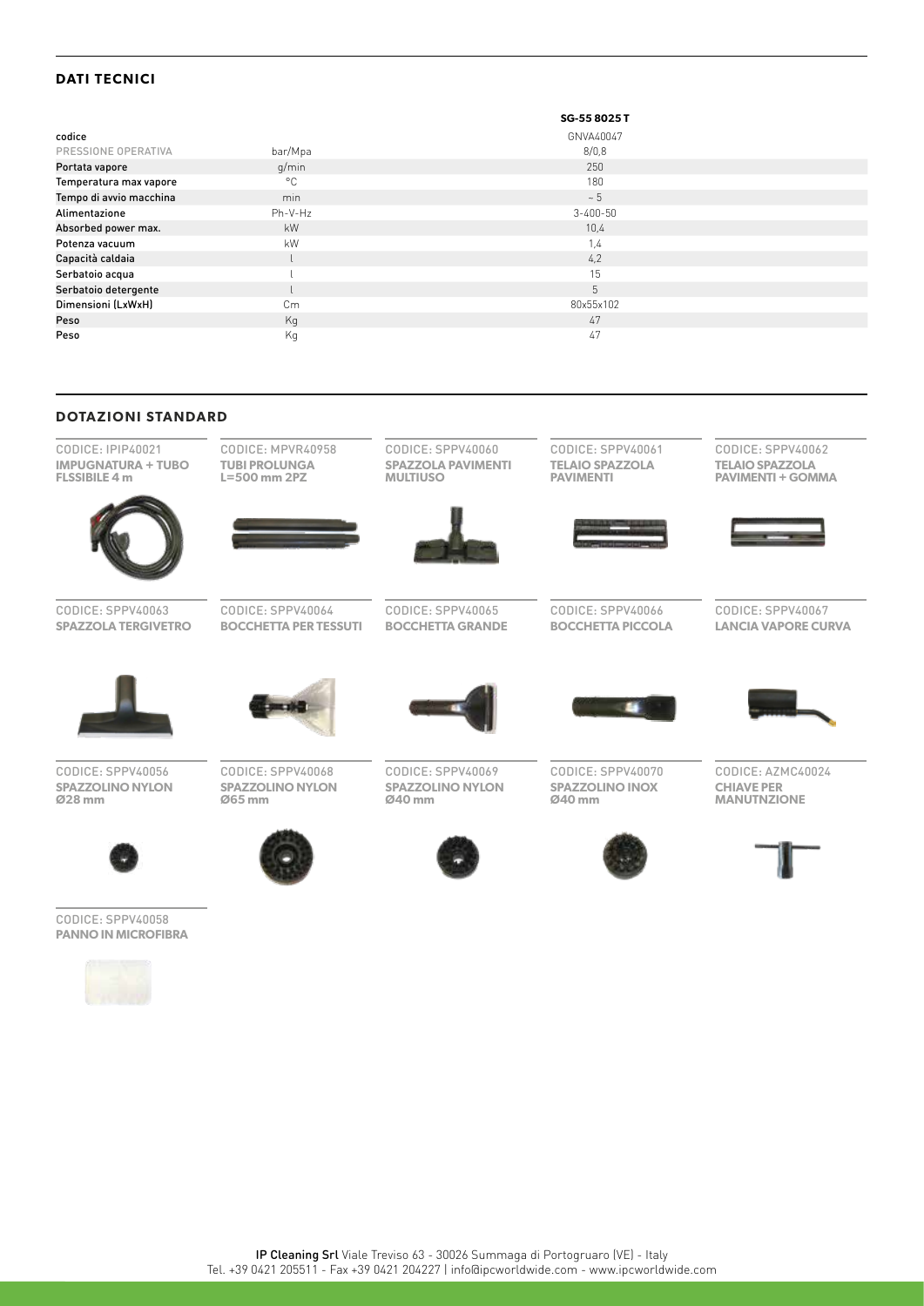## DATI TECNICI

| | | SG-55 8025 T |
|---|---|---|
| codice | | GNVA40047 |
| PRESSIONE OPERATIVA | bar/Mpa | 8/0,8 |
| Portata vapore | g/min | 250 |
| Temperatura max vapore | °C | 180 |
| Tempo di avvio macchina | min | ~ 5 |
| Alimentazione | Ph-V-Hz | 3-400-50 |
| Absorbed power max. | kW | 10,4 |
| Potenza vacuum | kW | 1,4 |
| Capacità caldaia | l | 4,2 |
| Serbatoio acqua | l | 15 |
| Serbatoio detergente | l | 5 |
| Dimensioni (LxWxH) | Cm | 80x55x102 |
| Peso | Kg | 47 |
| Peso | Kg | 47 |

## DOTAZIONI STANDARD

CODICE: IPIP40021
**IMPUGNATURA + TUBO FLSSIBILE 4 m**

CODICE: MPVR40958
**TUBI PROLUNGA L=500 mm 2PZ**

CODICE: SPPV40060
**SPAZZOLA PAVIMENTI MULTIUSO**

CODICE: SPPV40061
**TELAIO SPAZZOLA PAVIMENTI**

CODICE: SPPV40062
**TELAIO SPAZZOLA PAVIMENTI + GOMMA**

CODICE: SPPV40063
**SPAZZOLA TERGIVETRO**

CODICE: SPPV40064
**BOCCHETTA PER TESSUTI**

CODICE: SPPV40065
**BOCCHETTA GRANDE**

CODICE: SPPV40066
**BOCCHETTA PICCOLA**

CODICE: SPPV40067
**LANCIA VAPORE CURVA**

CODICE: SPPV40056
**SPAZZOLINO NYLON Ø28 mm**

CODICE: SPPV40068
**SPAZZOLINO NYLON Ø65 mm**

CODICE: SPPV40069
**SPAZZOLINO NYLON Ø40 mm**

CODICE: SPPV40070
**SPAZZOLINO INOX Ø40 mm**

CODICE: AZMC40024
**CHIAVE PER MANUTNZIONE**

CODICE: SPPV40058
**PANNO IN MICROFIBRA**

**IP Cleaning Srl** Viale Treviso 63 - 30026 Summaga di Portogruaro (VE) - Italy
Tel. +39 0421 205511 - Fax +39 0421 204227 | info@ipcworldwide.com - www.ipcworldwide.com